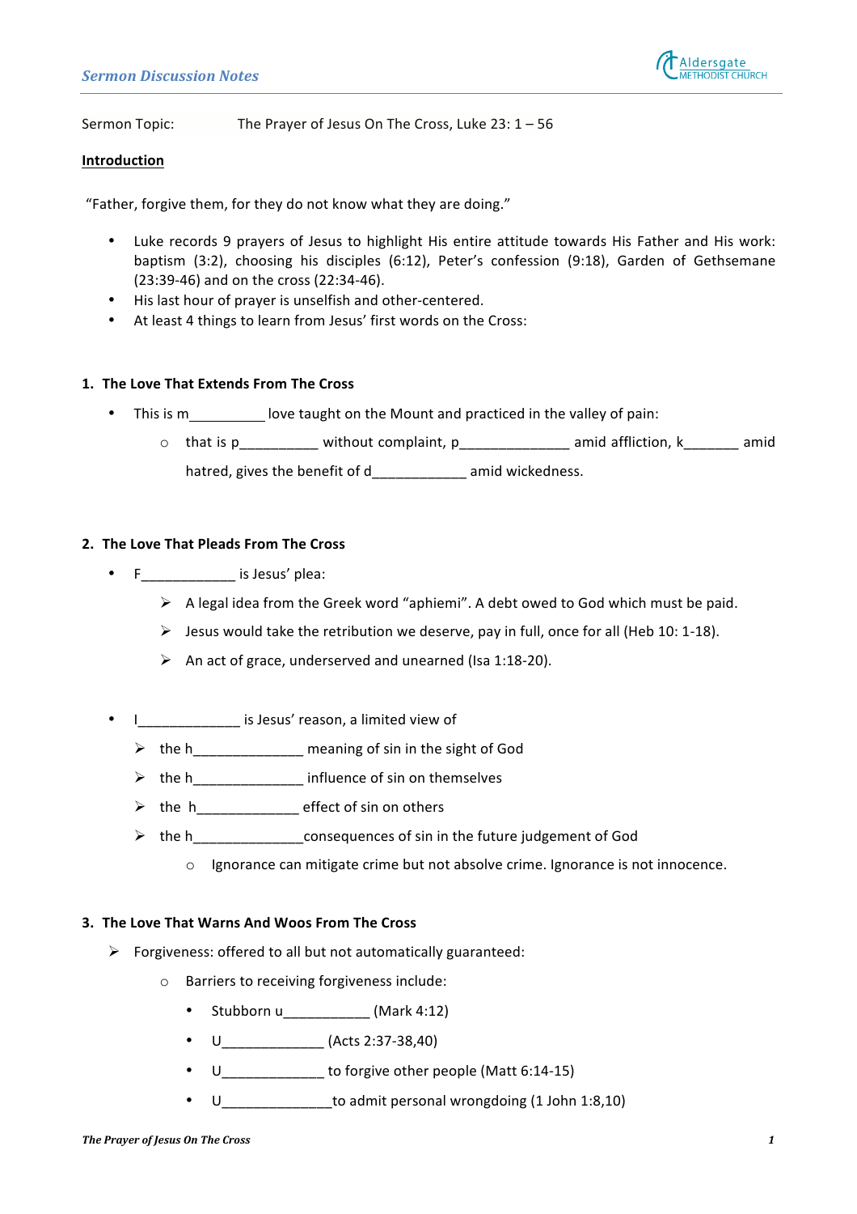Sermon Topic: The Prayer of Jesus On The Cross, Luke 23: 1 – 56

**Introduction**

"Father, forgive them, for they do not know what they are doing."

- Luke records 9 prayers of Jesus to highlight His entire attitude towards His Father and His work: baptism (3:2), choosing his disciples (6:12), Peter's confession (9:18), Garden of Gethsemane (23:39-46) and on the cross (22:34-46).
- His last hour of prayer is unselfish and other-centered.
- At least 4 things to learn from Jesus' first words on the Cross:

**1. The Love That Extends From The Cross**

- This is m__________ love taught on the Mount and practiced in the valley of pain:
    - that is p__________ without complaint, p______________ amid affliction, k_______ amid hatred, gives the benefit of d____________ amid wickedness.

**2. The Love That Pleads From The Cross**

- F____________ is Jesus' plea:
    - A legal idea from the Greek word "aphiemi". A debt owed to God which must be paid.
    - Jesus would take the retribution we deserve, pay in full, once for all (Heb 10: 1-18).
    - An act of grace, underserved and unearned (Isa 1:18-20).

- I_____________ is Jesus' reason, a limited view of
    - the h______________ meaning of sin in the sight of God
    - the h______________ influence of sin on themselves
    - the h_____________ effect of sin on others
    - the h______________consequences of sin in the future judgement of God
        - Ignorance can mitigate crime but not absolve crime. Ignorance is not innocence.

**3. The Love That Warns And Woos From The Cross**

- Forgiveness: offered to all but not automatically guaranteed:
    - Barriers to receiving forgiveness include:
        - Stubborn u___________ (Mark 4:12)
        - U_____________ (Acts 2:37-38,40)
        - U_____________ to forgive other people (Matt 6:14-15)
        - U______________to admit personal wrongdoing (1 John 1:8,10)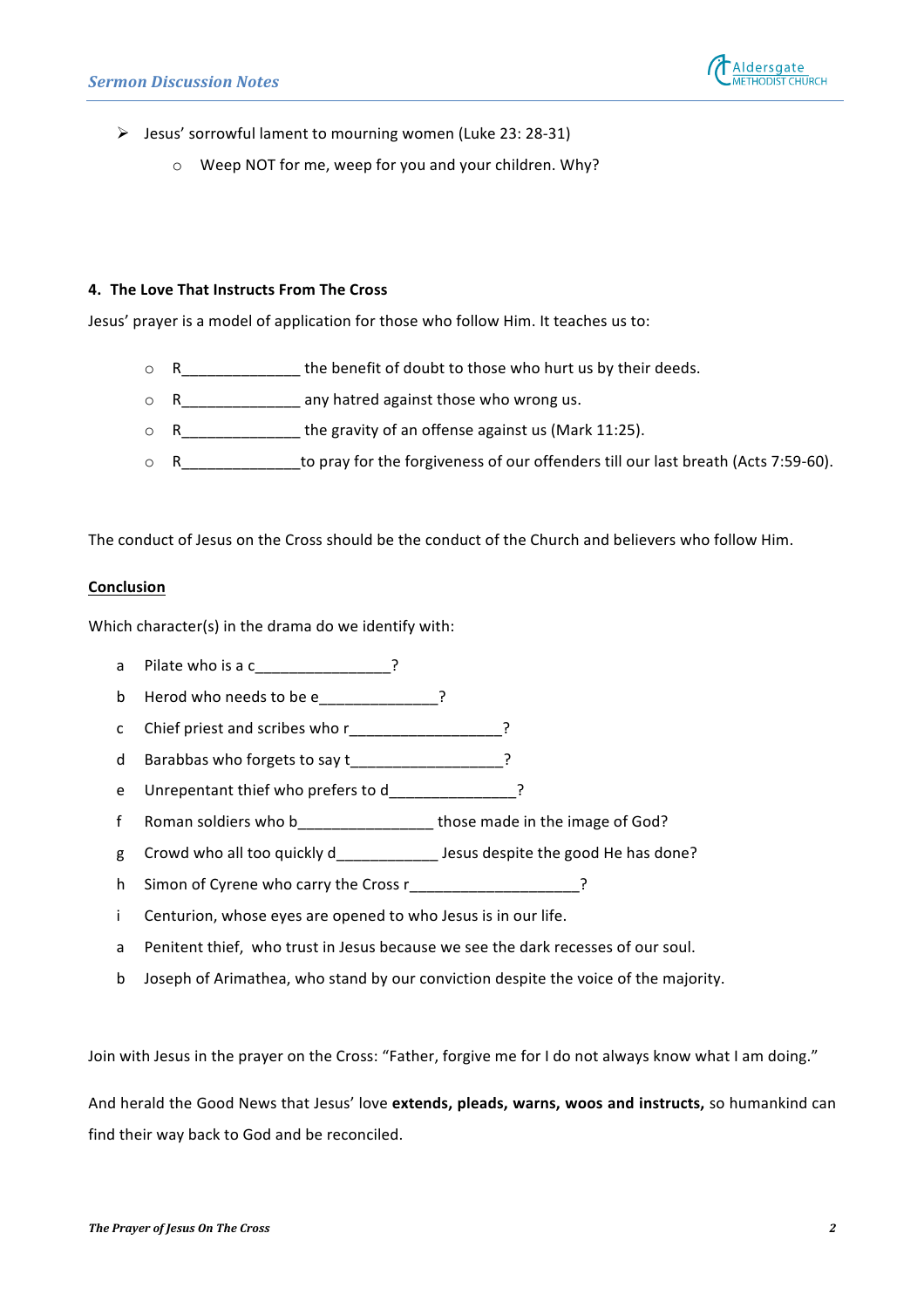- Jesus' sorrowful lament to mourning women (Luke 23: 28-31)
    - Weep NOT for me, weep for you and your children. Why?

**4. The Love That Instructs From The Cross**

Jesus' prayer is a model of application for those who follow Him. It teaches us to:

- R______________ the benefit of doubt to those who hurt us by their deeds.
- R______________ any hatred against those who wrong us.
- R______________ the gravity of an offense against us (Mark 11:25).
- R______________to pray for the forgiveness of our offenders till our last breath (Acts 7:59-60).

The conduct of Jesus on the Cross should be the conduct of the Church and believers who follow Him.

**Conclusion**

Which character(s) in the drama do we identify with:

a Pilate who is a c________________?

b Herod who needs to be e______________?

c Chief priest and scribes who r__________________?

d Barabbas who forgets to say t__________________?

e Unrepentant thief who prefers to d_______________?

f Roman soldiers who b________________ those made in the image of God?

g Crowd who all too quickly d____________ Jesus despite the good He has done?

h Simon of Cyrene who carry the Cross r____________________?

i Centurion, whose eyes are opened to who Jesus is in our life.

a Penitent thief, who trust in Jesus because we see the dark recesses of our soul.

b Joseph of Arimathea, who stand by our conviction despite the voice of the majority.

Join with Jesus in the prayer on the Cross: "Father, forgive me for I do not always know what I am doing."

And herald the Good News that Jesus' love **extends, pleads, warns, woos and instructs,** so humankind can find their way back to God and be reconciled.